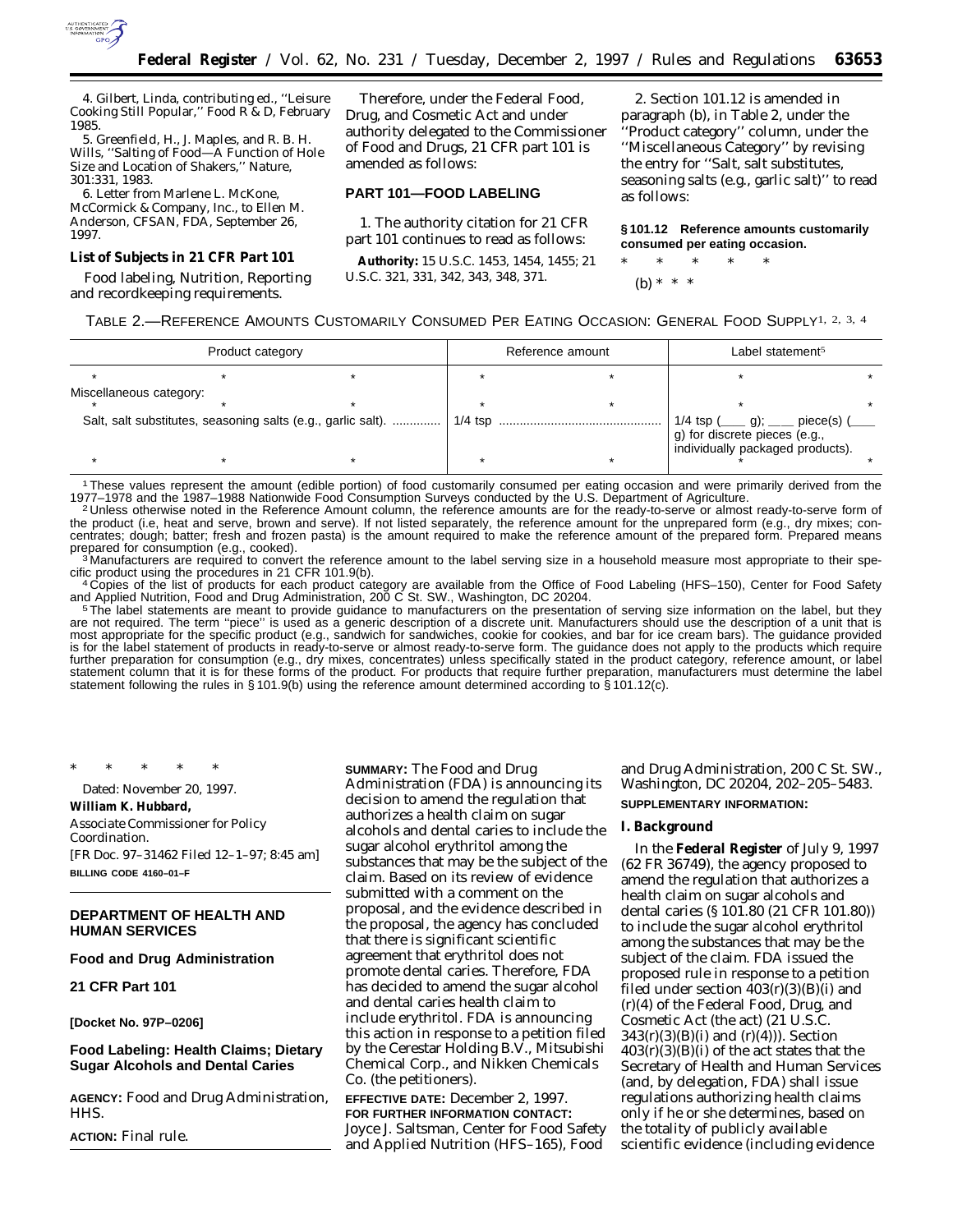4. Gilbert, Linda, contributing ed., ''Leisure Cooking Still Popular,'' Food R & D, February 1985.

5. Greenfield, H., J. Maples, and R. B. H. Wills, ''Salting of Food—A Function of Hole Size and Location of Shakers,'' Nature, 301:331, 1983.

6. Letter from Marlene L. McKone, McCormick & Company, Inc., to Ellen M. Anderson, CFSAN, FDA, September 26, 1997.

**List of Subjects in 21 CFR Part 101**

Food labeling, Nutrition, Reporting and recordkeeping requirements.

Therefore, under the Federal Food, Drug, and Cosmetic Act and under authority delegated to the Commissioner of Food and Drugs, 21 CFR part 101 is amended as follows:

**PART 101—FOOD LABELING**

1. The authority citation for 21 CFR part 101 continues to read as follows:

**Authority:** 15 U.S.C. 1453, 1454, 1455; 21 U.S.C. 321, 331, 342, 343, 348, 371.

2. Section 101.12 is amended in paragraph (b), in Table 2, under the ''Product category'' column, under the ''Miscellaneous Category'' by revising the entry for ''Salt, salt substitutes, seasoning salts (e.g., garlic salt)'' to read as follows:

**§ 101.12 Reference amounts customarily consumed per eating occasion.**

\* \* \* \* \*

(b) \* \* \*

TABLE 2.—REFERENCE AMOUNTS CUSTOMARILY CONSUMED PER EATING OCCASION: GENERAL FOOD SUPPLY[1, 2, 3, 4]

| Product category | | | Reference amount | | Label statement[5] | |
|---|---|---|---|---|---|---|
| * | * | * | * | * | * | * |
| Miscellaneous category: | | | | | | |
| * | * | * | * | * | * | * |
| Salt, salt substitutes, seasoning salts (e.g., garlic salt). | | | 1/4 tsp | | 1/4 tsp (___ g); ___ piece(s) (___ g) for discrete pieces (e.g., individually packaged products). | |
| * | * | * | * | * | * | * |

[1] These values represent the amount (edible portion) of food customarily consumed per eating occasion and were primarily derived from the 1977–1978 and the 1987–1988 Nationwide Food Consumption Surveys conducted by the U.S. Department of Agriculture.

[2] Unless otherwise noted in the Reference Amount column, the reference amounts are for the ready-to-serve or almost ready-to-serve form of the product (i.e, heat and serve, brown and serve). If not listed separately, the reference amount for the unprepared form (e.g., dry mixes; concentrates; dough; batter; fresh and frozen pasta) is the amount required to make the reference amount of the prepared form. Prepared means prepared for consumption (e.g., cooked).

[3] Manufacturers are required to convert the reference amount to the label serving size in a household measure most appropriate to their specific product using the procedures in 21 CFR 101.9(b).

[4] Copies of the list of products for each product category are available from the Office of Food Labeling (HFS–150), Center for Food Safety and Applied Nutrition, Food and Drug Administration, 200 C St. SW., Washington, DC 20204.

[5] The label statements are meant to provide guidance to manufacturers on the presentation of serving size information on the label, but they are not required. The term ''piece'' is used as a generic description of a discrete unit. Manufacturers should use the description of a unit that is most appropriate for the specific product (e.g., sandwich for sandwiches, cookie for cookies, and bar for ice cream bars). The guidance provided is for the label statement of products in ready-to-serve or almost ready-to-serve form. The guidance does not apply to the products which require further preparation for consumption (e.g., dry mixes, concentrates) unless specifically stated in the product category, reference amount, or label statement column that it is for these forms of the product. For products that require further preparation, manufacturers must determine the label statement following the rules in § 101.9(b) using the reference amount determined according to § 101.12(c).

\* \* \* \* \*

Dated: November 20, 1997.

**William K. Hubbard,**

*Associate Commissioner for Policy Coordination.*

[FR Doc. 97–31462 Filed 12–1–97; 8:45 am]

**BILLING CODE 4160–01–F**

---

## DEPARTMENT OF HEALTH AND HUMAN SERVICES

### Food and Drug Administration

### 21 CFR Part 101

**[Docket No. 97P–0206]**

### Food Labeling: Health Claims; Dietary Sugar Alcohols and Dental Caries

**AGENCY:** Food and Drug Administration, HHS.

**ACTION:** Final rule.

**SUMMARY:** The Food and Drug Administration (FDA) is announcing its decision to amend the regulation that authorizes a health claim on sugar alcohols and dental caries to include the sugar alcohol erythritol among the substances that may be the subject of the claim. Based on its review of evidence submitted with a comment on the proposal, and the evidence described in the proposal, the agency has concluded that there is significant scientific agreement that erythritol does not promote dental caries. Therefore, FDA has decided to amend the sugar alcohol and dental caries health claim to include erythritol. FDA is announcing this action in response to a petition filed by the Cerestar Holding B.V., Mitsubishi Chemical Corp., and Nikken Chemicals Co. (the petitioners).

**EFFECTIVE DATE:** December 2, 1997.

**FOR FURTHER INFORMATION CONTACT:** Joyce J. Saltsman, Center for Food Safety and Applied Nutrition (HFS–165), Food and Drug Administration, 200 C St. SW., Washington, DC 20204, 202–205–5483.

**SUPPLEMENTARY INFORMATION:**

**I. Background**

In the **Federal Register** of July 9, 1997 (62 FR 36749), the agency proposed to amend the regulation that authorizes a health claim on sugar alcohols and dental caries (§ 101.80 (21 CFR 101.80)) to include the sugar alcohol erythritol among the substances that may be the subject of the claim. FDA issued the proposed rule in response to a petition filed under section 403(r)(3)(B)(i) and (r)(4) of the Federal Food, Drug, and Cosmetic Act (the act) (21 U.S.C. 343(r)(3)(B)(i) and (r)(4))). Section 403(r)(3)(B)(i) of the act states that the Secretary of Health and Human Services (and, by delegation, FDA) shall issue regulations authorizing health claims only if he or she determines, based on the totality of publicly available scientific evidence (including evidence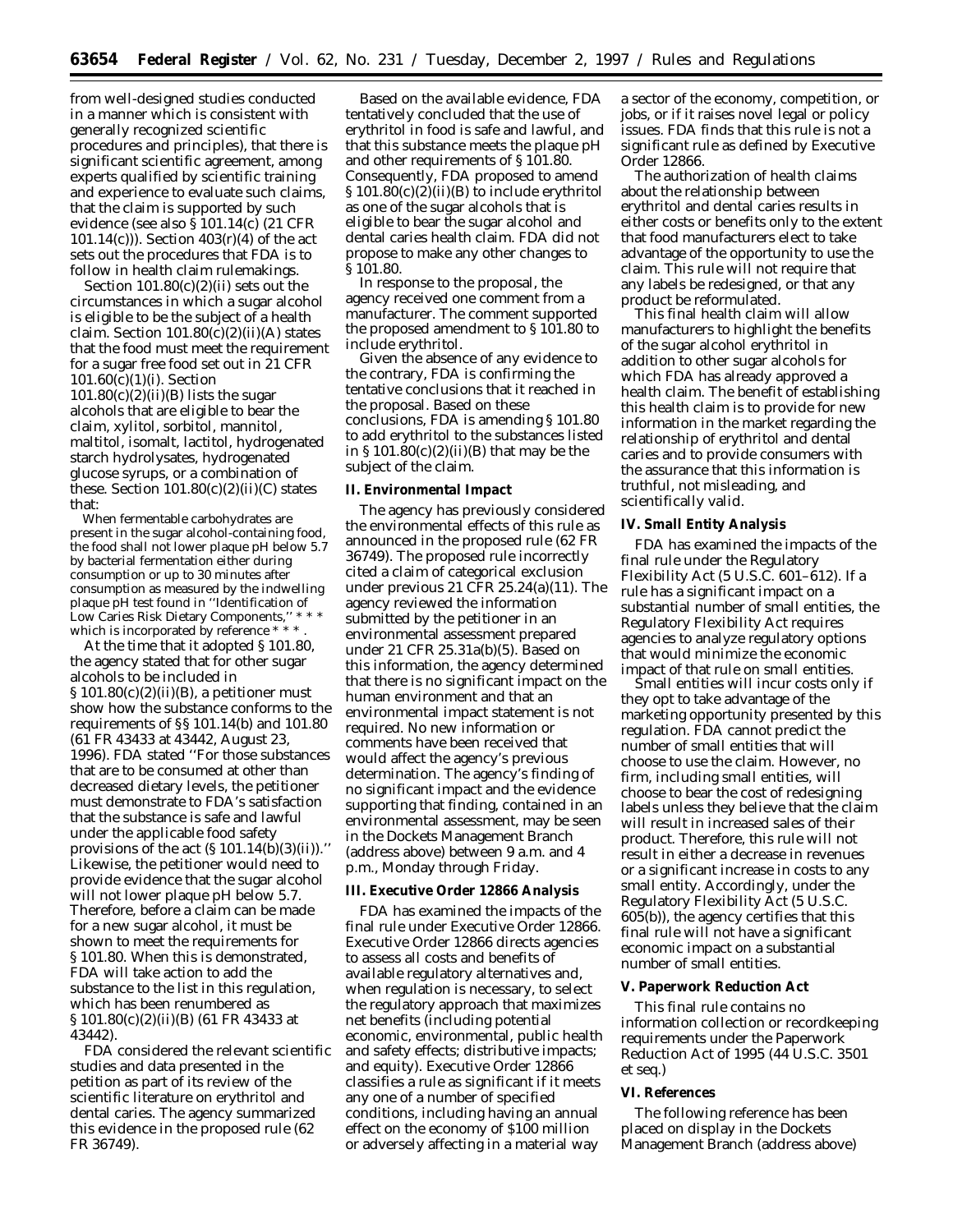from well-designed studies conducted in a manner which is consistent with generally recognized scientific procedures and principles), that there is significant scientific agreement, among experts qualified by scientific training and experience to evaluate such claims, that the claim is supported by such evidence (see also § 101.14(c) (21 CFR 101.14(c))). Section 403(r)(4) of the act sets out the procedures that FDA is to follow in health claim rulemakings.

Section 101.80(c)(2)(ii) sets out the circumstances in which a sugar alcohol is eligible to be the subject of a health claim. Section 101.80(c)(2)(ii)(A) states that the food must meet the requirement for a sugar free food set out in 21 CFR 101.60(c)(1)(i). Section 101.80(c)(2)(ii)(B) lists the sugar alcohols that are eligible to bear the claim, xylitol, sorbitol, mannitol, maltitol, isomalt, lactitol, hydrogenated starch hydrolysates, hydrogenated glucose syrups, or a combination of these. Section 101.80(c)(2)(ii)(C) states that:

> When fermentable carbohydrates are present in the sugar alcohol-containing food, the food shall not lower plaque pH below 5.7 by bacterial fermentation either during consumption or up to 30 minutes after consumption as measured by the indwelling plaque pH test found in ''Identification of Low Caries Risk Dietary Components,'' * * * which is incorporated by reference * * * .

At the time that it adopted § 101.80, the agency stated that for other sugar alcohols to be included in § 101.80(c)(2)(ii)(B), a petitioner must show how the substance conforms to the requirements of §§ 101.14(b) and 101.80 (61 FR 43433 at 43442, August 23, 1996). FDA stated ''For those substances that are to be consumed at other than decreased dietary levels, the petitioner must demonstrate to FDA's satisfaction that the substance is safe and lawful under the applicable food safety provisions of the act (§ 101.14(b)(3)(ii)).'' Likewise, the petitioner would need to provide evidence that the sugar alcohol will not lower plaque pH below 5.7. Therefore, before a claim can be made for a new sugar alcohol, it must be shown to meet the requirements for § 101.80. When this is demonstrated, FDA will take action to add the substance to the list in this regulation, which has been renumbered as § 101.80(c)(2)(ii)(B) (61 FR 43433 at 43442).

FDA considered the relevant scientific studies and data presented in the petition as part of its review of the scientific literature on erythritol and dental caries. The agency summarized this evidence in the proposed rule (62 FR 36749).

Based on the available evidence, FDA tentatively concluded that the use of erythritol in food is safe and lawful, and that this substance meets the plaque pH and other requirements of § 101.80. Consequently, FDA proposed to amend § 101.80(c)(2)(ii)(B) to include erythritol as one of the sugar alcohols that is eligible to bear the sugar alcohol and dental caries health claim. FDA did not propose to make any other changes to § 101.80.

In response to the proposal, the agency received one comment from a manufacturer. The comment supported the proposed amendment to § 101.80 to include erythritol.

Given the absence of any evidence to the contrary, FDA is confirming the tentative conclusions that it reached in the proposal. Based on these conclusions, FDA is amending § 101.80 to add erythritol to the substances listed in § 101.80(c)(2)(ii)(B) that may be the subject of the claim.

## II. Environmental Impact

The agency has previously considered the environmental effects of this rule as announced in the proposed rule (62 FR 36749). The proposed rule incorrectly cited a claim of categorical exclusion under previous 21 CFR 25.24(a)(11). The agency reviewed the information submitted by the petitioner in an environmental assessment prepared under 21 CFR 25.31a(b)(5). Based on this information, the agency determined that there is no significant impact on the human environment and that an environmental impact statement is not required. No new information or comments have been received that would affect the agency's previous determination. The agency's finding of no significant impact and the evidence supporting that finding, contained in an environmental assessment, may be seen in the Dockets Management Branch (address above) between 9 a.m. and 4 p.m., Monday through Friday.

## III. Executive Order 12866 Analysis

FDA has examined the impacts of the final rule under Executive Order 12866. Executive Order 12866 directs agencies to assess all costs and benefits of available regulatory alternatives and, when regulation is necessary, to select the regulatory approach that maximizes net benefits (including potential economic, environmental, public health and safety effects; distributive impacts; and equity). Executive Order 12866 classifies a rule as significant if it meets any one of a number of specified conditions, including having an annual effect on the economy of $100 million or adversely affecting in a material way a sector of the economy, competition, or jobs, or if it raises novel legal or policy issues. FDA finds that this rule is not a significant rule as defined by Executive Order 12866.

The authorization of health claims about the relationship between erythritol and dental caries results in either costs or benefits only to the extent that food manufacturers elect to take advantage of the opportunity to use the claim. This rule will not require that any labels be redesigned, or that any product be reformulated.

This final health claim will allow manufacturers to highlight the benefits of the sugar alcohol erythritol in addition to other sugar alcohols for which FDA has already approved a health claim. The benefit of establishing this health claim is to provide for new information in the market regarding the relationship of erythritol and dental caries and to provide consumers with the assurance that this information is truthful, not misleading, and scientifically valid.

## IV. Small Entity Analysis

FDA has examined the impacts of the final rule under the Regulatory Flexibility Act (5 U.S.C. 601–612). If a rule has a significant impact on a substantial number of small entities, the Regulatory Flexibility Act requires agencies to analyze regulatory options that would minimize the economic impact of that rule on small entities.

Small entities will incur costs only if they opt to take advantage of the marketing opportunity presented by this regulation. FDA cannot predict the number of small entities that will choose to use the claim. However, no firm, including small entities, will choose to bear the cost of redesigning labels unless they believe that the claim will result in increased sales of their product. Therefore, this rule will not result in either a decrease in revenues or a significant increase in costs to any small entity. Accordingly, under the Regulatory Flexibility Act (5 U.S.C. 605(b)), the agency certifies that this final rule will not have a significant economic impact on a substantial number of small entities.

## V. Paperwork Reduction Act

This final rule contains no information collection or recordkeeping requirements under the Paperwork Reduction Act of 1995 (44 U.S.C. 3501 et seq.)

## VI. References

The following reference has been placed on display in the Dockets Management Branch (address above)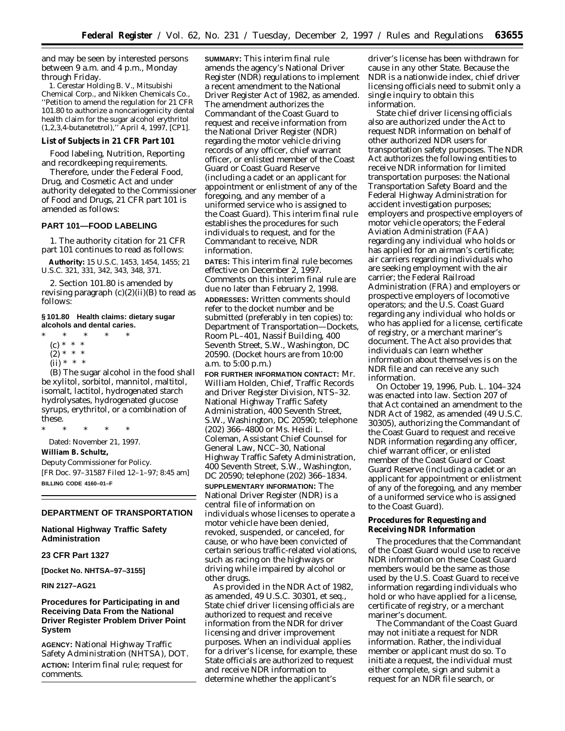and may be seen by interested persons between 9 a.m. and 4 p.m., Monday through Friday.

1. Cerestar Holding B. V., Mitsubishi Chemical Corp., and Nikken Chemicals Co., ''Petition to amend the regulation for 21 CFR 101.80 to authorize a noncariogenicity dental health claim for the sugar alcohol erythritol (1,2,3,4-butanetetrol),'' April 4, 1997, [CP1].

**List of Subjects in 21 CFR Part 101**

Food labeling, Nutrition, Reporting and recordkeeping requirements.

Therefore, under the Federal Food, Drug, and Cosmetic Act and under authority delegated to the Commissioner of Food and Drugs, 21 CFR part 101 is amended as follows:

## PART 101—FOOD LABELING

1. The authority citation for 21 CFR part 101 continues to read as follows:

**Authority:** 15 U.S.C. 1453, 1454, 1455; 21 U.S.C. 321, 331, 342, 343, 348, 371.

2. Section 101.80 is amended by revising paragraph (c)(2)(ii)(B) to read as follows:

**§ 101.80 Health claims: dietary sugar alcohols and dental caries.**

\* \* \* \* \*

(c) \* \* \*

(2) \* \* \*

(ii) \* \* \*

(B) The sugar alcohol in the food shall be xylitol, sorbitol, mannitol, maltitol, isomalt, lactitol, hydrogenated starch hydrolysates, hydrogenated glucose syrups, erythritol, or a combination of these.

\* \* \* \* \*

Dated: November 21, 1997.

**William B. Schultz,**

*Deputy Commissioner for Policy.*

[FR Doc. 97–31587 Filed 12–1–97; 8:45 am]

**BILLING CODE 4160–01–F**

## DEPARTMENT OF TRANSPORTATION

### National Highway Traffic Safety Administration

### 23 CFR Part 1327

**[Docket No. NHTSA–97–3155]**

**RIN 2127–AG21**

### Procedures for Participating in and Receiving Data From the National Driver Register Problem Driver Point System

**AGENCY:** National Highway Traffic Safety Administration (NHTSA), DOT.

**ACTION:** Interim final rule; request for comments.

**SUMMARY:** This interim final rule amends the agency's National Driver Register (NDR) regulations to implement a recent amendment to the National Driver Register Act of 1982, as amended. The amendment authorizes the Commandant of the Coast Guard to request and receive information from the National Driver Register (NDR) regarding the motor vehicle driving records of any officer, chief warrant officer, or enlisted member of the Coast Guard or Coast Guard Reserve (including a cadet or an applicant for appointment or enlistment of any of the foregoing, and any member of a uniformed service who is assigned to the Coast Guard). This interim final rule establishes the procedures for such individuals to request, and for the Commandant to receive, NDR information.

**DATES:** This interim final rule becomes effective on December 2, 1997. Comments on this interim final rule are due no later than February 2, 1998.

**ADDRESSES:** Written comments should refer to the docket number and be submitted (preferably in ten copies) to: Department of Transportation—Dockets, Room PL–401, Nassif Building, 400 Seventh Street, S.W., Washington, DC 20590. (Docket hours are from 10:00 a.m. to 5:00 p.m.)

**FOR FURTHER INFORMATION CONTACT:** Mr. William Holden, Chief, Traffic Records and Driver Register Division, NTS–32. National Highway Traffic Safety Administration, 400 Seventh Street, S.W., Washington, DC 20590; telephone (202) 366–4800 or Ms. Heidi L. Coleman, Assistant Chief Counsel for General Law, NCC–30, National Highway Traffic Safety Administration, 400 Seventh Street, S.W., Washington, DC 20590; telephone (202) 366–1834.

**SUPPLEMENTARY INFORMATION:** The National Driver Register (NDR) is a central file of information on individuals whose licenses to operate a motor vehicle have been denied, revoked, suspended, or canceled, for cause, or who have been convicted of certain serious traffic-related violations, such as racing on the highways or driving while impaired by alcohol or other drugs.

As provided in the NDR Act of 1982, as amended, 49 U.S.C. 30301, *et seq.*, State chief driver licensing officials are authorized to request and receive information from the NDR for driver licensing and driver improvement purposes. When an individual applies for a driver's license, for example, these State officials are authorized to request and receive NDR information to determine whether the applicant's driver's license has been withdrawn for cause in any other State. Because the NDR is a nationwide index, chief driver licensing officials need to submit only a single inquiry to obtain this information.

State chief driver licensing officials also are authorized under the Act to request NDR information on behalf of other authorized NDR users for transportation safety purposes. The NDR Act authorizes the following entities to receive NDR information for limited transportation purposes: the National Transportation Safety Board and the Federal Highway Administration for accident investigation purposes; employers and prospective employers of motor vehicle operators; the Federal Aviation Administration (FAA) regarding any individual who holds or has applied for an airman's certificate; air carriers regarding individuals who are seeking employment with the air carrier; the Federal Railroad Administration (FRA) and employers or prospective employers of locomotive operators; and the U.S. Coast Guard regarding any individual who holds or who has applied for a license, certificate of registry, or a merchant mariner's document. The Act also provides that individuals can learn whether information about themselves is on the NDR file and can receive any such information.

On October 19, 1996, Pub. L. 104–324 was enacted into law. Section 207 of that Act contained an amendment to the NDR Act of 1982, as amended (49 U.S.C. 30305), authorizing the Commandant of the Coast Guard to request and receive NDR information regarding any officer, chief warrant officer, or enlisted member of the Coast Guard or Coast Guard Reserve (including a cadet or an applicant for appointment or enlistment of any of the foregoing, and any member of a uniformed service who is assigned to the Coast Guard).

**Procedures for Requesting and Receiving NDR Information**

The procedures that the Commandant of the Coast Guard would use to receive NDR information on these Coast Guard members would be the same as those used by the U.S. Coast Guard to receive information regarding individuals who hold or who have applied for a license, certificate of registry, or a merchant mariner's document.

The Commandant of the Coast Guard may not initiate a request for NDR information. Rather, the individual member or applicant must do so. To initiate a request, the individual must either complete, sign and submit a request for an NDR file search, or